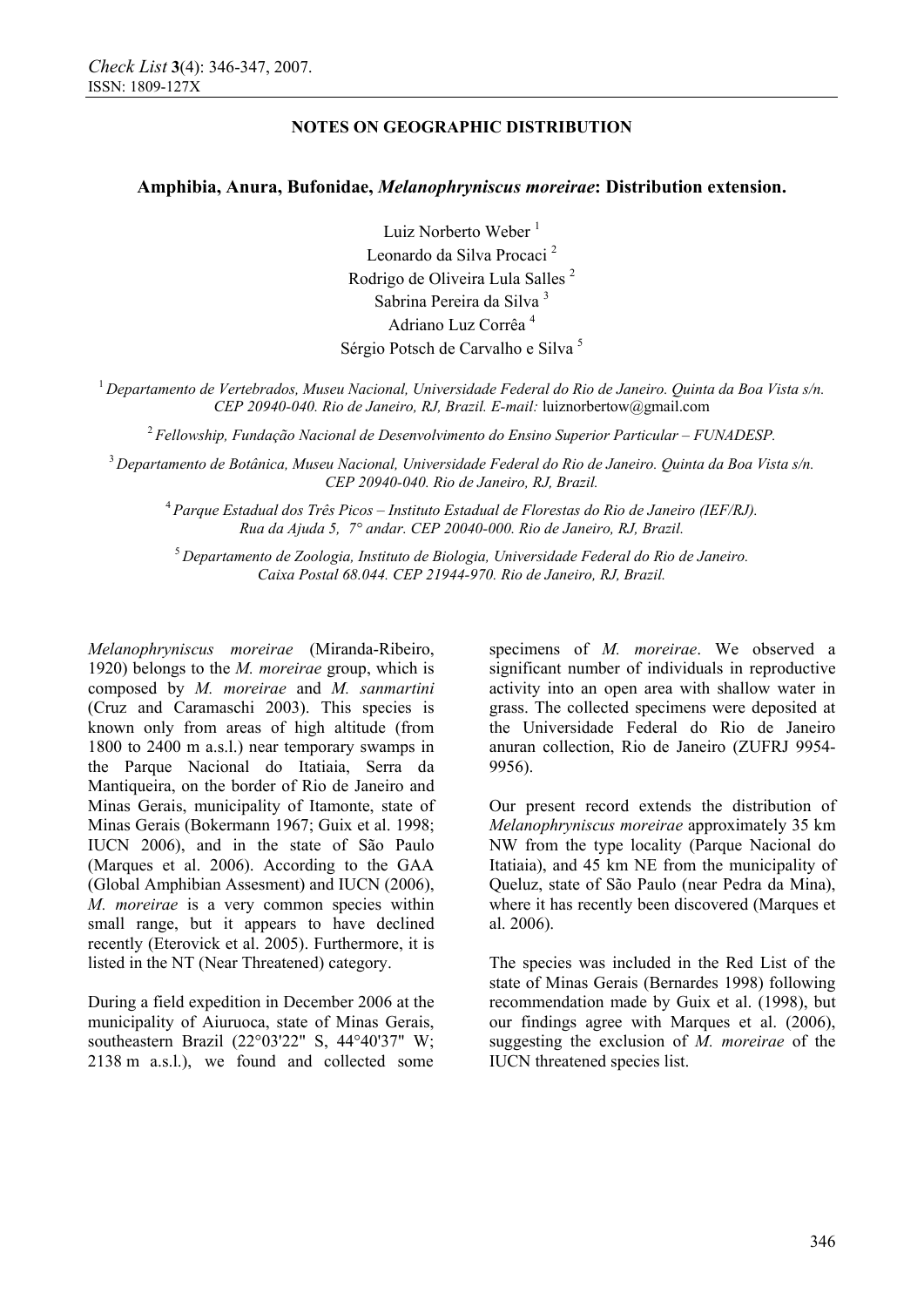**NOTES ON GEOGRAPHIC DISTRIBUTION**

# Amphibia, Anura, Bufonidae, *Melanophryniscus moreirae*: Distribution extension.

Luiz Norberto Weber [1]
Leonardo da Silva Procaci [2]
Rodrigo de Oliveira Lula Salles [2]
Sabrina Pereira da Silva [3]
Adriano Luz Corrêa [4]
Sérgio Potsch de Carvalho e Silva [5]

[1] *Departamento de Vertebrados, Museu Nacional, Universidade Federal do Rio de Janeiro. Quinta da Boa Vista s/n. CEP 20940-040. Rio de Janeiro, RJ, Brazil. E-mail:* luiznorbertow@gmail.com

[2] *Fellowship, Fundação Nacional de Desenvolvimento do Ensino Superior Particular – FUNADESP.*

[3] *Departamento de Botânica, Museu Nacional, Universidade Federal do Rio de Janeiro. Quinta da Boa Vista s/n. CEP 20940-040. Rio de Janeiro, RJ, Brazil.*

[4] *Parque Estadual dos Três Picos – Instituto Estadual de Florestas do Rio de Janeiro (IEF/RJ). Rua da Ajuda 5, 7° andar. CEP 20040-000. Rio de Janeiro, RJ, Brazil.*

[5] *Departamento de Zoologia, Instituto de Biologia, Universidade Federal do Rio de Janeiro. Caixa Postal 68.044. CEP 21944-970. Rio de Janeiro, RJ, Brazil.*

*Melanophryniscus moreirae* (Miranda-Ribeiro, 1920) belongs to the *M. moreirae* group, which is composed by *M. moreirae* and *M. sanmartini* (Cruz and Caramaschi 2003). This species is known only from areas of high altitude (from 1800 to 2400 m a.s.l.) near temporary swamps in the Parque Nacional do Itatiaia, Serra da Mantiqueira, on the border of Rio de Janeiro and Minas Gerais, municipality of Itamonte, state of Minas Gerais (Bokermann 1967; Guix et al. 1998; IUCN 2006), and in the state of São Paulo (Marques et al. 2006). According to the GAA (Global Amphibian Assesment) and IUCN (2006), *M. moreirae* is a very common species within small range, but it appears to have declined recently (Eterovick et al. 2005). Furthermore, it is listed in the NT (Near Threatened) category.

During a field expedition in December 2006 at the municipality of Aiuruoca, state of Minas Gerais, southeastern Brazil (22°03'22" S, 44°40'37" W; 2138 m a.s.l.), we found and collected some specimens of *M. moreirae*. We observed a significant number of individuals in reproductive activity into an open area with shallow water in grass. The collected specimens were deposited at the Universidade Federal do Rio de Janeiro anuran collection, Rio de Janeiro (ZUFRJ 9954-9956).

Our present record extends the distribution of *Melanophryniscus moreirae* approximately 35 km NW from the type locality (Parque Nacional do Itatiaia), and 45 km NE from the municipality of Queluz, state of São Paulo (near Pedra da Mina), where it has recently been discovered (Marques et al. 2006).

The species was included in the Red List of the state of Minas Gerais (Bernardes 1998) following recommendation made by Guix et al. (1998), but our findings agree with Marques et al. (2006), suggesting the exclusion of *M. moreirae* of the IUCN threatened species list.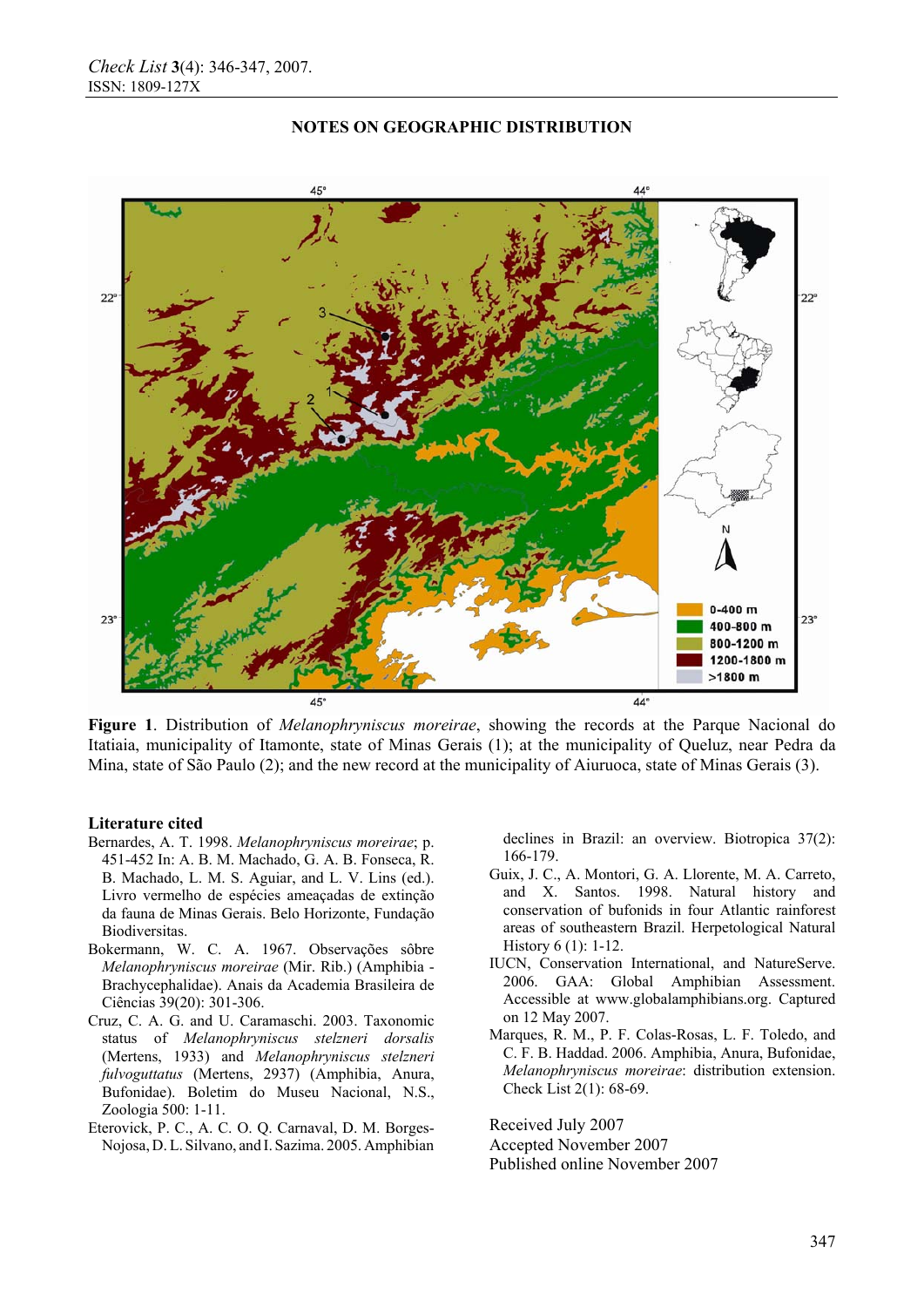## NOTES ON GEOGRAPHIC DISTRIBUTION

45°
44°
22°
22°
3
2
1
N
0-400 m
400-800 m
800-1200 m
1200-1800 m
>1800 m
23°
23°
45°
44°

**Figure 1**. Distribution of *Melanophryniscus moreirae*, showing the records at the Parque Nacional do Itatiaia, municipality of Itamonte, state of Minas Gerais (1); at the municipality of Queluz, near Pedra da Mina, state of São Paulo (2); and the new record at the municipality of Aiuruoca, state of Minas Gerais (3).

### Literature cited

Bernardes, A. T. 1998. *Melanophryniscus moreirae*; p. 451-452 In: A. B. M. Machado, G. A. B. Fonseca, R. B. Machado, L. M. S. Aguiar, and L. V. Lins (ed.). Livro vermelho de espécies ameaçadas de extinção da fauna de Minas Gerais. Belo Horizonte, Fundação Biodiversitas.

Bokermann, W. C. A. 1967. Observações sôbre *Melanophryniscus moreirae* (Mir. Rib.) (Amphibia - Brachycephalidae). Anais da Academia Brasileira de Ciências 39(20): 301-306.

Cruz, C. A. G. and U. Caramaschi. 2003. Taxonomic status of *Melanophryniscus stelzneri dorsalis* (Mertens, 1933) and *Melanophryniscus stelzneri fulvoguttatus* (Mertens, 2937) (Amphibia, Anura, Bufonidae). Boletim do Museu Nacional, N.S., Zoologia 500: 1-11.

Eterovick, P. C., A. C. O. Q. Carnaval, D. M. Borges-Nojosa, D. L. Silvano, and I. Sazima. 2005. Amphibian declines in Brazil: an overview. Biotropica 37(2): 166-179.

Guix, J. C., A. Montori, G. A. Llorente, M. A. Carreto, and X. Santos. 1998. Natural history and conservation of bufonids in four Atlantic rainforest areas of southeastern Brazil. Herpetological Natural History 6 (1): 1-12.

IUCN, Conservation International, and NatureServe. 2006. GAA: Global Amphibian Assessment. Accessible at www.globalamphibians.org. Captured on 12 May 2007.

Marques, R. M., P. F. Colas-Rosas, L. F. Toledo, and C. F. B. Haddad. 2006. Amphibia, Anura, Bufonidae, *Melanophryniscus moreirae*: distribution extension. Check List 2(1): 68-69.

Received July 2007
Accepted November 2007
Published online November 2007